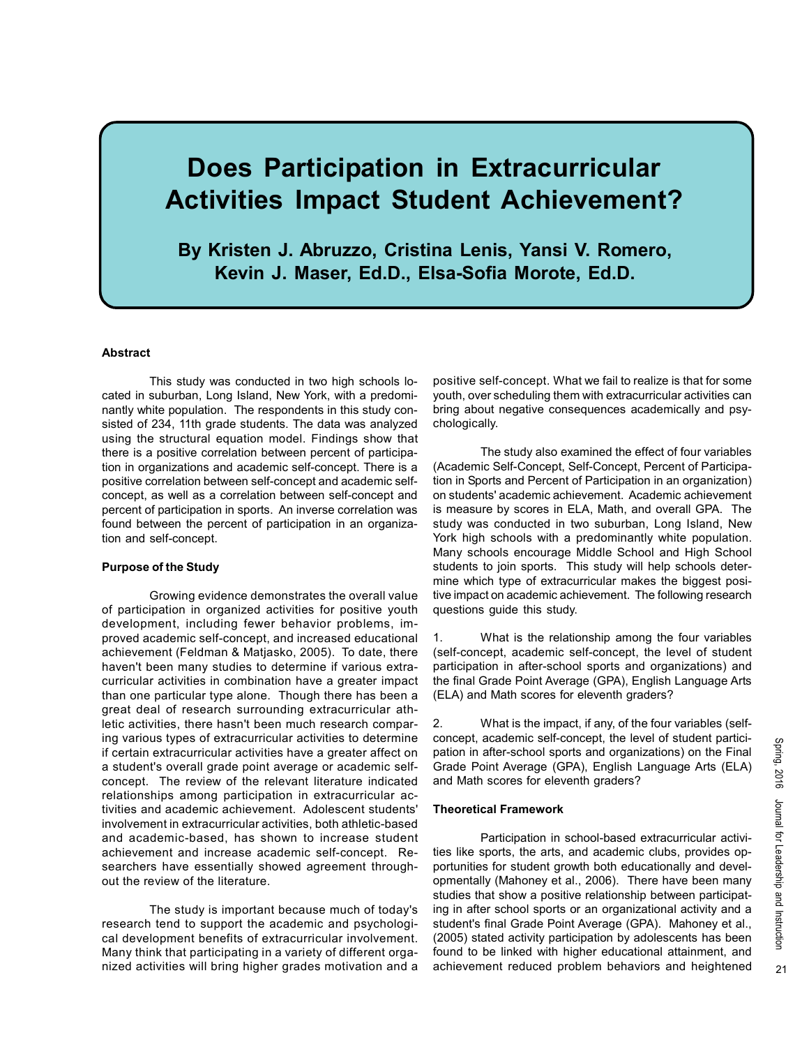# Does Participation in Extracurricular Activities Impact Student Achievement?

**By Kristen J. Abruzzo, Cristina Lenis, Yansi V. Romero, Kevin J. Maser, Ed.D., Elsa-Sofia Morote, Ed.D.**

### Abstract

This study was conducted in two high schools located in suburban, Long Island, New York, with a predominantly white population. The respondents in this study consisted of 234, 11th grade students. The data was analyzed using the structural equation model. Findings show that there is a positive correlation between percent of participation in organizations and academic self-concept. There is a positive correlation between self-concept and academic self-concept, as well as a correlation between self-concept and percent of participation in sports. An inverse correlation was found between the percent of participation in an organization and self-concept.

### Purpose of the Study

Growing evidence demonstrates the overall value of participation in organized activities for positive youth development, including fewer behavior problems, improved academic self-concept, and increased educational achievement (Feldman & Matjasko, 2005). To date, there haven't been many studies to determine if various extracurricular activities in combination have a greater impact than one particular type alone. Though there has been a great deal of research surrounding extracurricular athletic activities, there hasn't been much research comparing various types of extracurricular activities to determine if certain extracurricular activities have a greater affect on a student's overall grade point average or academic self-concept. The review of the relevant literature indicated relationships among participation in extracurricular activities and academic achievement. Adolescent students' involvement in extracurricular activities, both athletic-based and academic-based, has shown to increase student achievement and increase academic self-concept. Researchers have essentially showed agreement throughout the review of the literature.

The study is important because much of today's research tend to support the academic and psychological development benefits of extracurricular involvement. Many think that participating in a variety of different organized activities will bring higher grades motivation and a positive self-concept. What we fail to realize is that for some youth, over scheduling them with extracurricular activities can bring about negative consequences academically and psychologically.

The study also examined the effect of four variables (Academic Self-Concept, Self-Concept, Percent of Participation in Sports and Percent of Participation in an organization) on students' academic achievement. Academic achievement is measure by scores in ELA, Math, and overall GPA. The study was conducted in two suburban, Long Island, New York high schools with a predominantly white population. Many schools encourage Middle School and High School students to join sports. This study will help schools determine which type of extracurricular makes the biggest positive impact on academic achievement. The following research questions guide this study.

1. What is the relationship among the four variables (self-concept, academic self-concept, the level of student participation in after-school sports and organizations) and the final Grade Point Average (GPA), English Language Arts (ELA) and Math scores for eleventh graders?

2. What is the impact, if any, of the four variables (self-concept, academic self-concept, the level of student participation in after-school sports and organizations) on the Final Grade Point Average (GPA), English Language Arts (ELA) and Math scores for eleventh graders?

### Theoretical Framework

Participation in school-based extracurricular activities like sports, the arts, and academic clubs, provides opportunities for student growth both educationally and developmentally (Mahoney et al., 2006). There have been many studies that show a positive relationship between participating in after school sports or an organizational activity and a student's final Grade Point Average (GPA). Mahoney et al., (2005) stated activity participation by adolescents has been found to be linked with higher educational attainment, and achievement reduced problem behaviors and heightened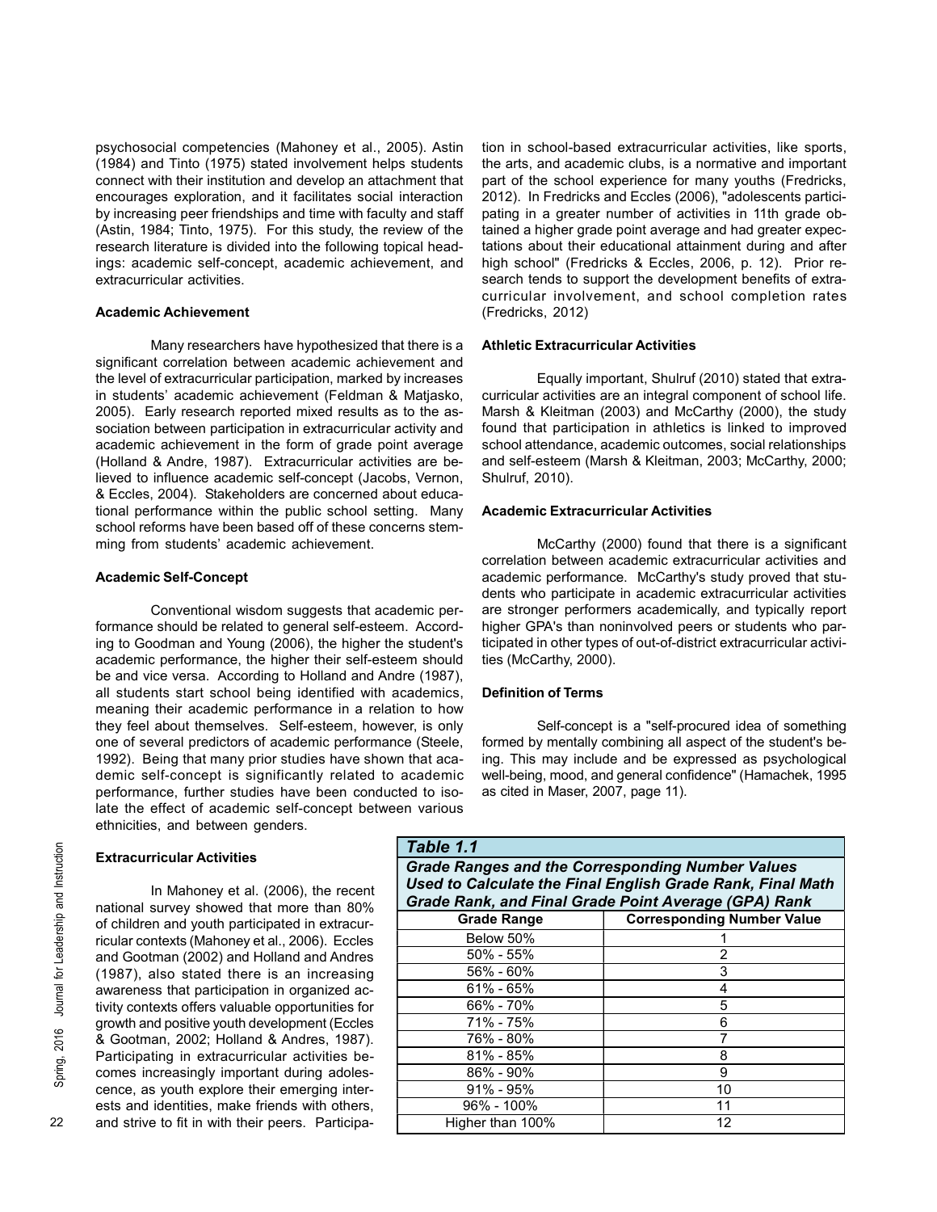psychosocial competencies (Mahoney et al., 2005). Astin (1984) and Tinto (1975) stated involvement helps students connect with their institution and develop an attachment that encourages exploration, and it facilitates social interaction by increasing peer friendships and time with faculty and staff (Astin, 1984; Tinto, 1975). For this study, the review of the research literature is divided into the following topical headings: academic self-concept, academic achievement, and extracurricular activities.

**Academic Achievement**

Many researchers have hypothesized that there is a significant correlation between academic achievement and the level of extracurricular participation, marked by increases in students' academic achievement (Feldman & Matjasko, 2005). Early research reported mixed results as to the association between participation in extracurricular activity and academic achievement in the form of grade point average (Holland & Andre, 1987). Extracurricular activities are believed to influence academic self-concept (Jacobs, Vernon, & Eccles, 2004). Stakeholders are concerned about educational performance within the public school setting. Many school reforms have been based off of these concerns stemming from students' academic achievement.

**Academic Self-Concept**

Conventional wisdom suggests that academic performance should be related to general self-esteem. According to Goodman and Young (2006), the higher the student's academic performance, the higher their self-esteem should be and vice versa. According to Holland and Andre (1987), all students start school being identified with academics, meaning their academic performance in a relation to how they feel about themselves. Self-esteem, however, is only one of several predictors of academic performance (Steele, 1992). Being that many prior studies have shown that academic self-concept is significantly related to academic performance, further studies have been conducted to isolate the effect of academic self-concept between various ethnicities, and between genders.

**Extracurricular Activities**

In Mahoney et al. (2006), the recent national survey showed that more than 80% of children and youth participated in extracurricular contexts (Mahoney et al., 2006). Eccles and Gootman (2002) and Holland and Andres (1987), also stated there is an increasing awareness that participation in organized activity contexts offers valuable opportunities for growth and positive youth development (Eccles & Gootman, 2002; Holland & Andres, 1987). Participating in extracurricular activities becomes increasingly important during adolescence, as youth explore their emerging interests and identities, make friends with others, and strive to fit in with their peers. Participation in school-based extracurricular activities, like sports, the arts, and academic clubs, is a normative and important part of the school experience for many youths (Fredricks, 2012). In Fredricks and Eccles (2006), "adolescents participating in a greater number of activities in 11th grade obtained a higher grade point average and had greater expectations about their educational attainment during and after high school" (Fredricks & Eccles, 2006, p. 12). Prior research tends to support the development benefits of extracurricular involvement, and school completion rates (Fredricks, 2012)

**Athletic Extracurricular Activities**

Equally important, Shulruf (2010) stated that extracurricular activities are an integral component of school life. Marsh & Kleitman (2003) and McCarthy (2000), the study found that participation in athletics is linked to improved school attendance, academic outcomes, social relationships and self-esteem (Marsh & Kleitman, 2003; McCarthy, 2000; Shulruf, 2010).

**Academic Extracurricular Activities**

McCarthy (2000) found that there is a significant correlation between academic extracurricular activities and academic performance. McCarthy's study proved that students who participate in academic extracurricular activities are stronger performers academically, and typically report higher GPA's than noninvolved peers or students who participated in other types of out-of-district extracurricular activities (McCarthy, 2000).

**Definition of Terms**

Self-concept is a "self-procured idea of something formed by mentally combining all aspect of the student's being. This may include and be expressed as psychological well-being, mood, and general confidence" (Hamachek, 1995 as cited in Maser, 2007, page 11).

***Table 1.1***

***Grade Ranges and the Corresponding Number Values Used to Calculate the Final English Grade Rank, Final Math Grade Rank, and Final Grade Point Average (GPA) Rank***

| Grade Range | Corresponding Number Value |
|---|---|
| Below 50% | 1 |
| 50% - 55% | 2 |
| 56% - 60% | 3 |
| 61% - 65% | 4 |
| 66% - 70% | 5 |
| 71% - 75% | 6 |
| 76% - 80% | 7 |
| 81% - 85% | 8 |
| 86% - 90% | 9 |
| 91% - 95% | 10 |
| 96% - 100% | 11 |
| Higher than 100% | 12 |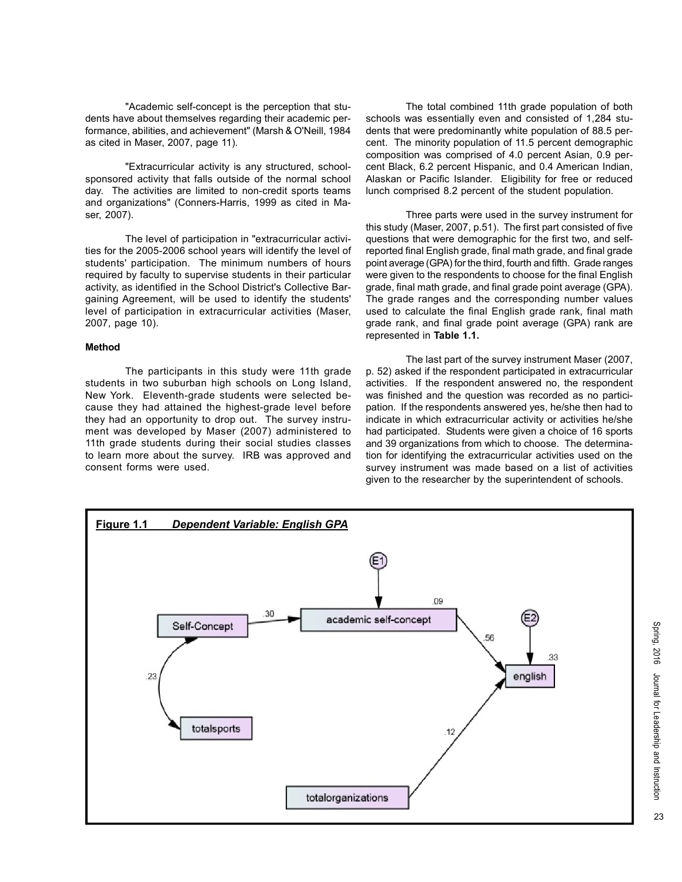"Academic self-concept is the perception that students have about themselves regarding their academic performance, abilities, and achievement" (Marsh & O'Neill, 1984 as cited in Maser, 2007, page 11).

"Extracurricular activity is any structured, school-sponsored activity that falls outside of the normal school day. The activities are limited to non-credit sports teams and organizations" (Conners-Harris, 1999 as cited in Maser, 2007).

The level of participation in "extracurricular activities for the 2005-2006 school years will identify the level of students' participation. The minimum numbers of hours required by faculty to supervise students in their particular activity, as identified in the School District's Collective Bargaining Agreement, will be used to identify the students' level of participation in extracurricular activities (Maser, 2007, page 10).

**Method**

The participants in this study were 11th grade students in two suburban high schools on Long Island, New York. Eleventh-grade students were selected because they had attained the highest-grade level before they had an opportunity to drop out. The survey instrument was developed by Maser (2007) administered to 11th grade students during their social studies classes to learn more about the survey. IRB was approved and consent forms were used.

The total combined 11th grade population of both schools was essentially even and consisted of 1,284 students that were predominantly white population of 88.5 percent. The minority population of 11.5 percent demographic composition was comprised of 4.0 percent Asian, 0.9 percent Black, 6.2 percent Hispanic, and 0.4 American Indian, Alaskan or Pacific Islander. Eligibility for free or reduced lunch comprised 8.2 percent of the student population.

Three parts were used in the survey instrument for this study (Maser, 2007, p.51). The first part consisted of five questions that were demographic for the first two, and self-reported final English grade, final math grade, and final grade point average (GPA) for the third, fourth and fifth. Grade ranges were given to the respondents to choose for the final English grade, final math grade, and final grade point average (GPA). The grade ranges and the corresponding number values used to calculate the final English grade rank, final math grade rank, and final grade point average (GPA) rank are represented in **Table 1.1.**

The last part of the survey instrument Maser (2007, p. 52) asked if the respondent participated in extracurricular activities. If the respondent answered no, the respondent was finished and the question was recorded as no participation. If the respondents answered yes, he/she then had to indicate in which extracurricular activity or activities he/she had participated. Students were given a choice of 16 sports and 39 organizations from which to choose. The determination for identifying the extracurricular activities used on the survey instrument was made based on a list of activities given to the researcher by the superintendent of schools.

**Figure 1.1** ***Dependent Variable: English GPA***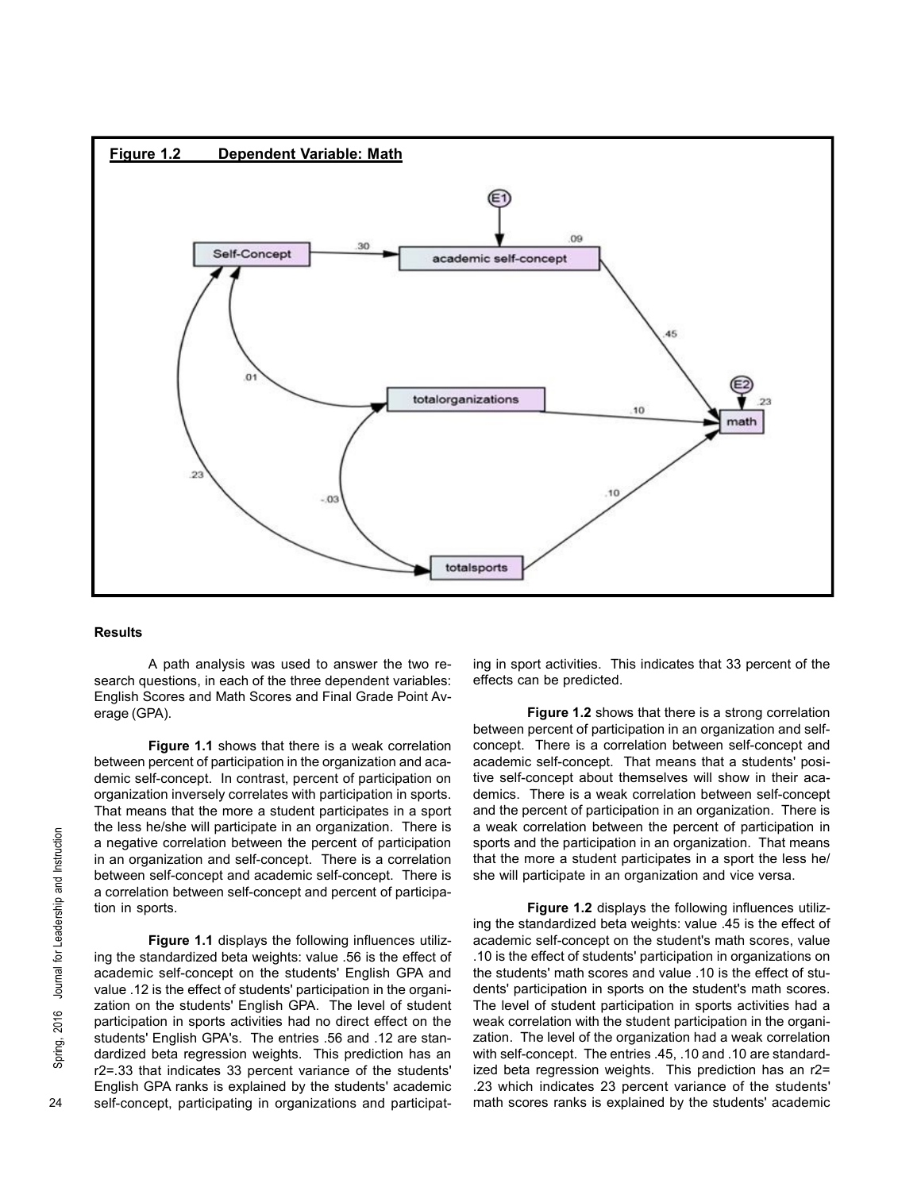**Figure 1.2 Dependent Variable: Math**

## Results

A path analysis was used to answer the two research questions, in each of the three dependent variables: English Scores and Math Scores and Final Grade Point Average (GPA).

**Figure 1.1** shows that there is a weak correlation between percent of participation in the organization and academic self-concept. In contrast, percent of participation on organization inversely correlates with participation in sports. That means that the more a student participates in a sport the less he/she will participate in an organization. There is a negative correlation between the percent of participation in an organization and self-concept. There is a correlation between self-concept and academic self-concept. There is a correlation between self-concept and percent of participation in sports.

**Figure 1.1** displays the following influences utilizing the standardized beta weights: value .56 is the effect of academic self-concept on the students' English GPA and value .12 is the effect of students' participation in the organization on the students' English GPA. The level of student participation in sports activities had no direct effect on the students' English GPA's. The entries .56 and .12 are standardized beta regression weights. This prediction has an r2=.33 that indicates 33 percent variance of the students' English GPA ranks is explained by the students' academic self-concept, participating in organizations and participating in sport activities. This indicates that 33 percent of the effects can be predicted.

**Figure 1.2** shows that there is a strong correlation between percent of participation in an organization and self-concept. There is a correlation between self-concept and academic self-concept. That means that a students' positive self-concept about themselves will show in their academics. There is a weak correlation between self-concept and the percent of participation in an organization. There is a weak correlation between the percent of participation in sports and the participation in an organization. That means that the more a student participates in a sport the less he/she will participate in an organization and vice versa.

**Figure 1.2** displays the following influences utilizing the standardized beta weights: value .45 is the effect of academic self-concept on the student's math scores, value .10 is the effect of students' participation in organizations on the students' math scores and value .10 is the effect of students' participation in sports on the student's math scores. The level of student participation in sports activities had a weak correlation with the student participation in the organization. The level of the organization had a weak correlation with self-concept. The entries .45, .10 and .10 are standardized beta regression weights. This prediction has an r2= .23 which indicates 23 percent variance of the students' math scores ranks is explained by the students' academic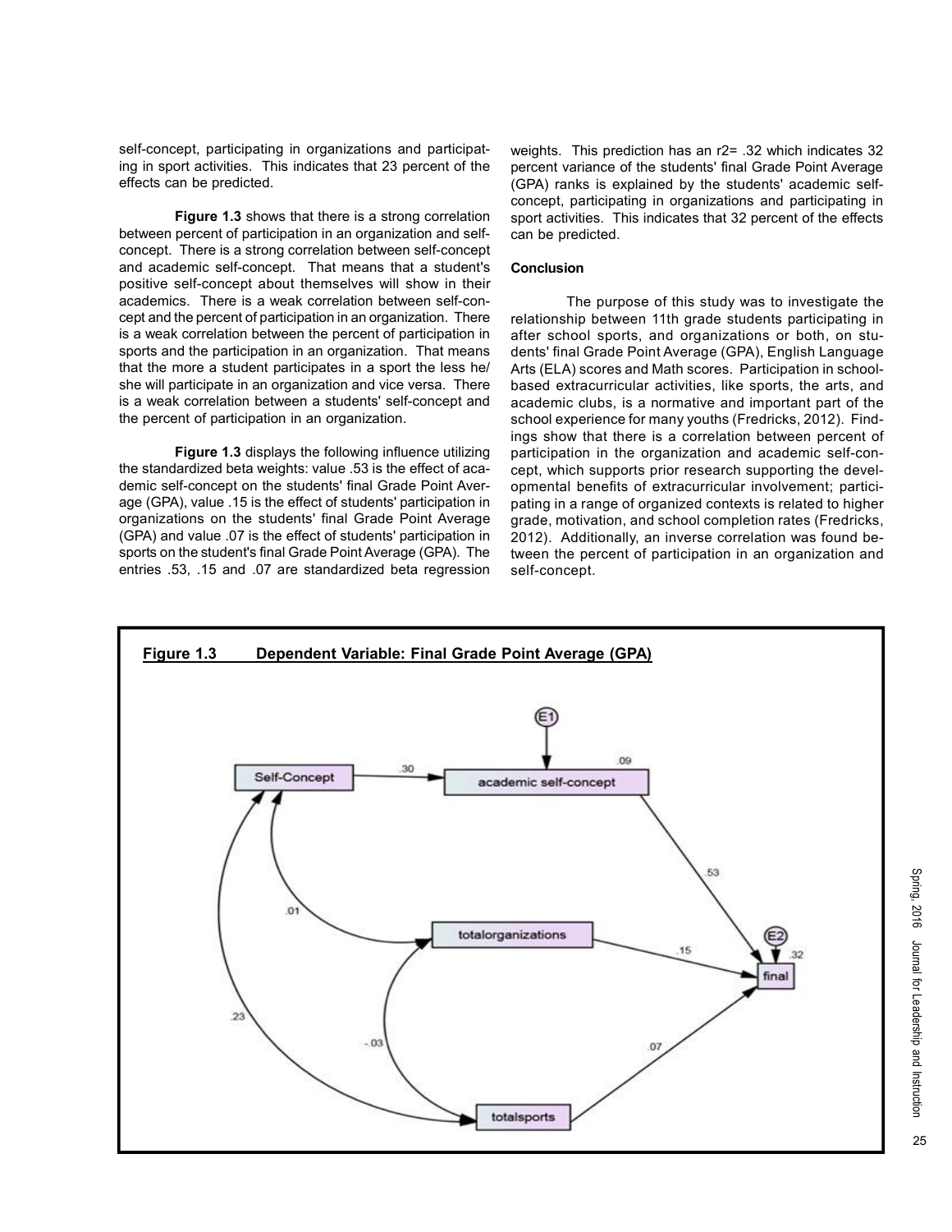self-concept, participating in organizations and participating in sport activities. This indicates that 23 percent of the effects can be predicted.

**Figure 1.3** shows that there is a strong correlation between percent of participation in an organization and self-concept. There is a strong correlation between self-concept and academic self-concept. That means that a student's positive self-concept about themselves will show in their academics. There is a weak correlation between self-concept and the percent of participation in an organization. There is a weak correlation between the percent of participation in sports and the participation in an organization. That means that the more a student participates in a sport the less he/she will participate in an organization and vice versa. There is a weak correlation between a students' self-concept and the percent of participation in an organization.

**Figure 1.3** displays the following influence utilizing the standardized beta weights: value .53 is the effect of academic self-concept on the students' final Grade Point Average (GPA), value .15 is the effect of students' participation in organizations on the students' final Grade Point Average (GPA) and value .07 is the effect of students' participation in sports on the student's final Grade Point Average (GPA). The entries .53, .15 and .07 are standardized beta regression weights. This prediction has an r2= .32 which indicates 32 percent variance of the students' final Grade Point Average (GPA) ranks is explained by the students' academic self-concept, participating in organizations and participating in sport activities. This indicates that 32 percent of the effects can be predicted.

**Conclusion**

The purpose of this study was to investigate the relationship between 11th grade students participating in after school sports, and organizations or both, on students' final Grade Point Average (GPA), English Language Arts (ELA) scores and Math scores. Participation in school-based extracurricular activities, like sports, the arts, and academic clubs, is a normative and important part of the school experience for many youths (Fredricks, 2012). Findings show that there is a correlation between percent of participation in the organization and academic self-concept, which supports prior research supporting the developmental benefits of extracurricular involvement; participating in a range of organized contexts is related to higher grade, motivation, and school completion rates (Fredricks, 2012). Additionally, an inverse correlation was found between the percent of participation in an organization and self-concept.

**Figure 1.3 Dependent Variable: Final Grade Point Average (GPA)**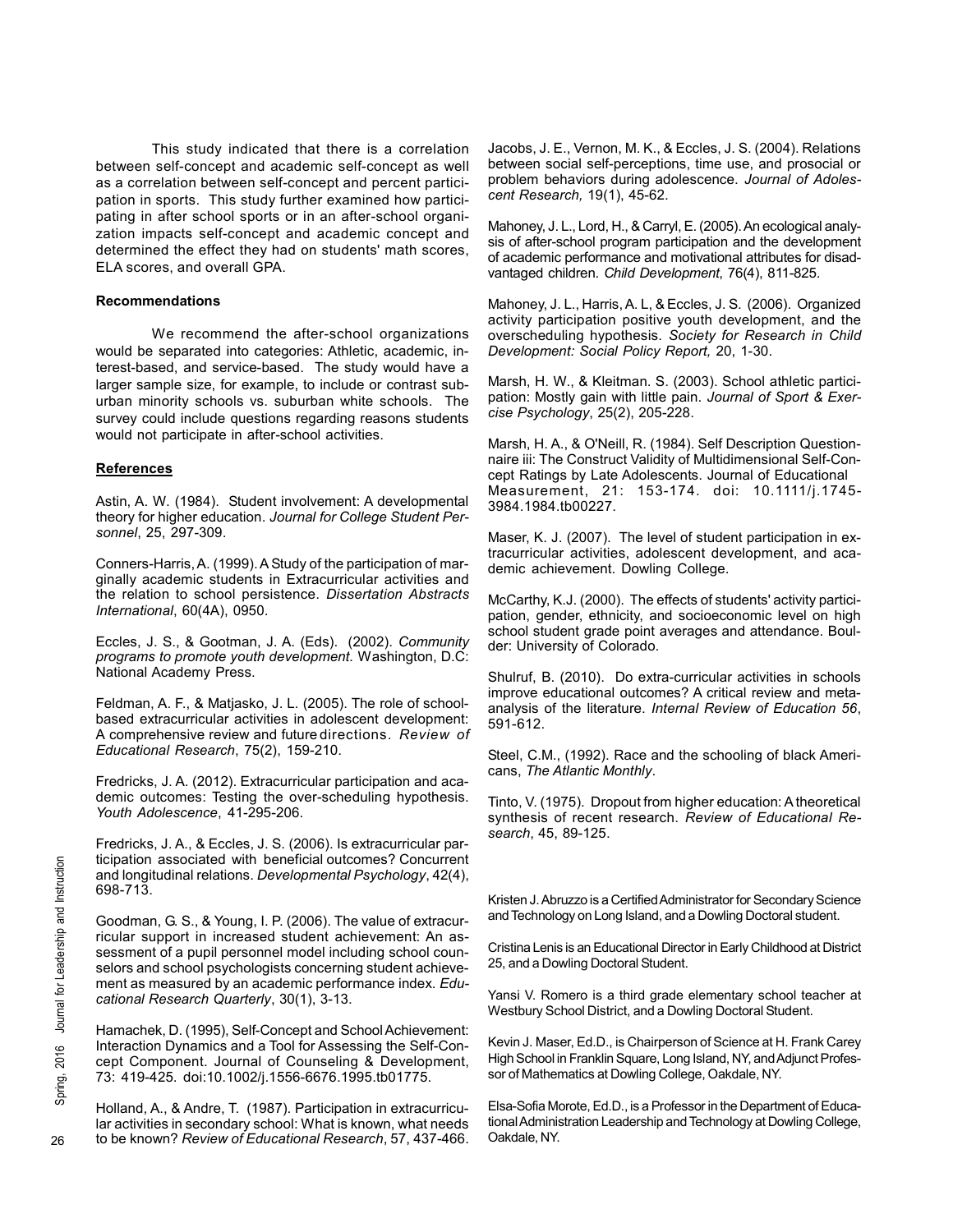This study indicated that there is a correlation between self-concept and academic self-concept as well as a correlation between self-concept and percent participation in sports. This study further examined how participating in after school sports or in an after-school organization impacts self-concept and academic concept and determined the effect they had on students' math scores, ELA scores, and overall GPA.

**Recommendations**

We recommend the after-school organizations would be separated into categories: Athletic, academic, interest-based, and service-based. The study would have a larger sample size, for example, to include or contrast suburban minority schools vs. suburban white schools. The survey could include questions regarding reasons students would not participate in after-school activities.

**References**

Astin, A. W. (1984). Student involvement: A developmental theory for higher education. *Journal for College Student Personnel*, 25, 297-309.

Conners-Harris, A. (1999). A Study of the participation of marginally academic students in Extracurricular activities and the relation to school persistence. *Dissertation Abstracts International*, 60(4A), 0950.

Eccles, J. S., & Gootman, J. A. (Eds). (2002). *Community programs to promote youth development.* Washington, D.C: National Academy Press.

Feldman, A. F., & Matjasko, J. L. (2005). The role of school-based extracurricular activities in adolescent development: A comprehensive review and future directions. *Review of Educational Research*, 75(2), 159-210.

Fredricks, J. A. (2012). Extracurricular participation and academic outcomes: Testing the over-scheduling hypothesis. *Youth Adolescence*, 41-295-206.

Fredricks, J. A., & Eccles, J. S. (2006). Is extracurricular participation associated with beneficial outcomes? Concurrent and longitudinal relations. *Developmental Psychology*, 42(4), 698-713.

Goodman, G. S., & Young, I. P. (2006). The value of extracurricular support in increased student achievement: An assessment of a pupil personnel model including school counselors and school psychologists concerning student achievement as measured by an academic performance index. *Educational Research Quarterly*, 30(1), 3-13.

Hamachek, D. (1995), Self-Concept and School Achievement: Interaction Dynamics and a Tool for Assessing the Self-Concept Component. Journal of Counseling & Development, 73: 419-425. doi:10.1002/j.1556-6676.1995.tb01775.

Holland, A., & Andre, T. (1987). Participation in extracurricular activities in secondary school: What is known, what needs to be known? *Review of Educational Research*, 57, 437-466.

Jacobs, J. E., Vernon, M. K., & Eccles, J. S. (2004). Relations between social self-perceptions, time use, and prosocial or problem behaviors during adolescence. *Journal of Adolescent Research,* 19(1), 45-62.

Mahoney, J. L., Lord, H., & Carryl, E. (2005). An ecological analysis of after-school program participation and the development of academic performance and motivational attributes for disadvantaged children. *Child Development*, 76(4), 811-825.

Mahoney, J. L., Harris, A. L, & Eccles, J. S. (2006). Organized activity participation positive youth development, and the overscheduling hypothesis. *Society for Research in Child Development: Social Policy Report,* 20, 1-30.

Marsh, H. W., & Kleitman. S. (2003). School athletic participation: Mostly gain with little pain. *Journal of Sport & Exercise Psychology*, 25(2), 205-228.

Marsh, H. A., & O'Neill, R. (1984). Self Description Questionnaire iii: The Construct Validity of Multidimensional Self-Concept Ratings by Late Adolescents. Journal of Educational Measurement, 21: 153-174. doi: 10.1111/j.1745-3984.1984.tb00227.

Maser, K. J. (2007). The level of student participation in extracurricular activities, adolescent development, and academic achievement. Dowling College.

McCarthy, K.J. (2000). The effects of students' activity participation, gender, ethnicity, and socioeconomic level on high school student grade point averages and attendance. Boulder: University of Colorado.

Shulruf, B. (2010). Do extra-curricular activities in schools improve educational outcomes? A critical review and meta-analysis of the literature. *Internal Review of Education 56*, 591-612.

Steel, C.M., (1992). Race and the schooling of black Americans, *The Atlantic Monthly*.

Tinto, V. (1975). Dropout from higher education: A theoretical synthesis of recent research. *Review of Educational Research*, 45, 89-125.

Kristen J. Abruzzo is a Certified Administrator for Secondary Science and Technology on Long Island, and a Dowling Doctoral student.

Cristina Lenis is an Educational Director in Early Childhood at District 25, and a Dowling Doctoral Student.

Yansi V. Romero is a third grade elementary school teacher at Westbury School District, and a Dowling Doctoral Student.

Kevin J. Maser, Ed.D., is Chairperson of Science at H. Frank Carey High School in Franklin Square, Long Island, NY, and Adjunct Professor of Mathematics at Dowling College, Oakdale, NY.

Elsa-Sofia Morote, Ed.D., is a Professor in the Department of Educational Administration Leadership and Technology at Dowling College, Oakdale, NY.